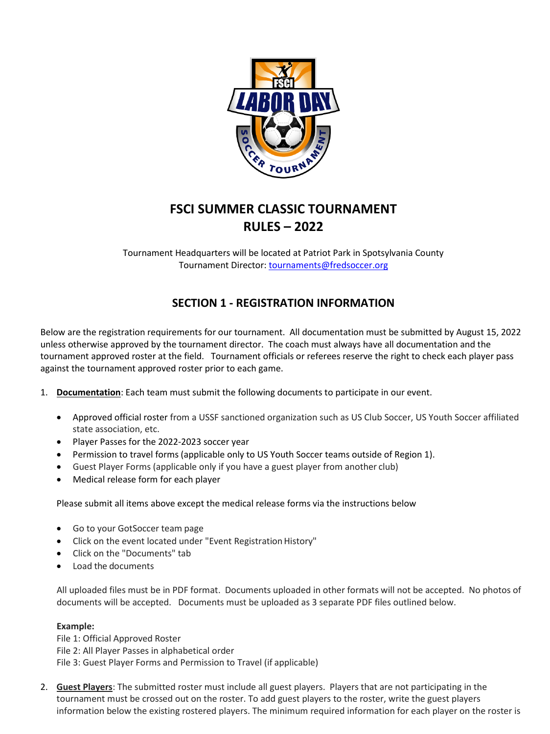# FSCI SUMMER CLASSIC TOURNAMENT RULES – 2022

Tournament Headquarters will be located at Patriot Park in Spotsylvania County
Tournament Director: tournaments@fredsoccer.org

## SECTION 1 - REGISTRATION INFORMATION

Below are the registration requirements for our tournament. All documentation must be submitted by August 15, 2022 unless otherwise approved by the tournament director. The coach must always have all documentation and the tournament approved roster at the field. Tournament officials or referees reserve the right to check each player pass against the tournament approved roster prior to each game.

1. **Documentation**: Each team must submit the following documents to participate in our event.

   - Approved official roster from a USSF sanctioned organization such as US Club Soccer, US Youth Soccer affiliated state association, etc.
   - Player Passes for the 2022-2023 soccer year
   - Permission to travel forms (applicable only to US Youth Soccer teams outside of Region 1).
   - Guest Player Forms (applicable only if you have a guest player from another club)
   - Medical release form for each player

   Please submit all items above except the medical release forms via the instructions below

   - Go to your GotSoccer team page
   - Click on the event located under "Event Registration History"
   - Click on the "Documents" tab
   - Load the documents

   All uploaded files must be in PDF format. Documents uploaded in other formats will not be accepted. No photos of documents will be accepted. Documents must be uploaded as 3 separate PDF files outlined below.

   **Example:**
   File 1: Official Approved Roster
   File 2: All Player Passes in alphabetical order
   File 3: Guest Player Forms and Permission to Travel (if applicable)

2. **Guest Players**: The submitted roster must include all guest players. Players that are not participating in the tournament must be crossed out on the roster. To add guest players to the roster, write the guest players information below the existing rostered players. The minimum required information for each player on the roster is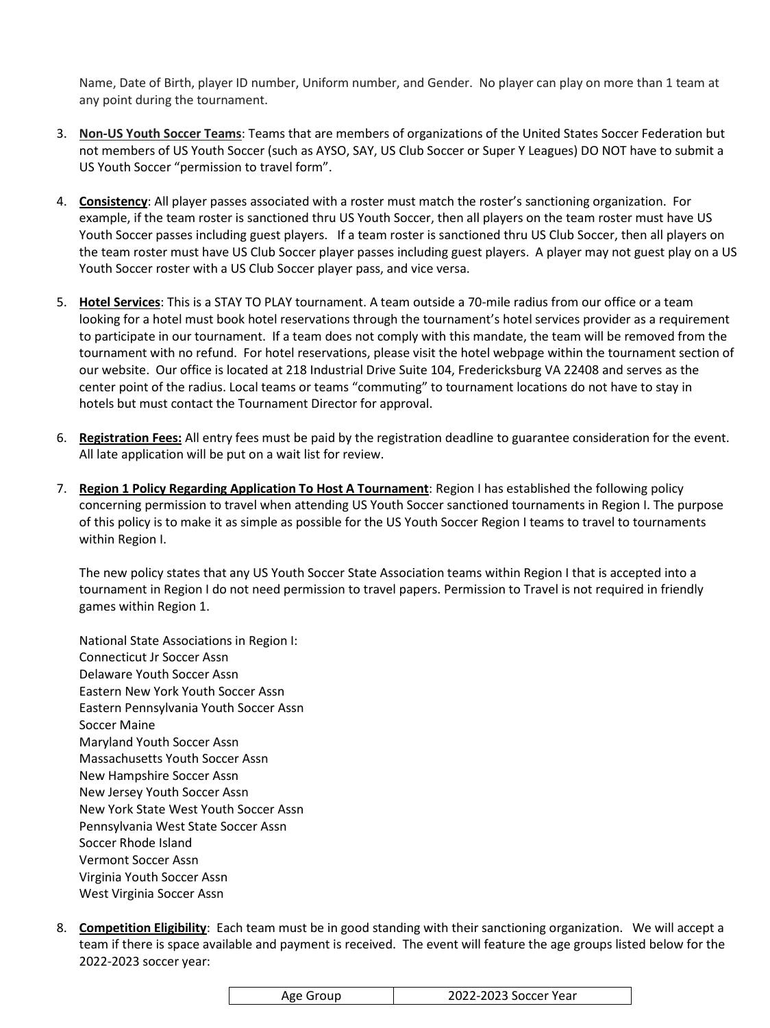Name, Date of Birth, player ID number, Uniform number, and Gender. No player can play on more than 1 team at any point during the tournament.

3. **Non-US Youth Soccer Teams**: Teams that are members of organizations of the United States Soccer Federation but not members of US Youth Soccer (such as AYSO, SAY, US Club Soccer or Super Y Leagues) DO NOT have to submit a US Youth Soccer "permission to travel form".

4. **Consistency**: All player passes associated with a roster must match the roster's sanctioning organization. For example, if the team roster is sanctioned thru US Youth Soccer, then all players on the team roster must have US Youth Soccer passes including guest players. If a team roster is sanctioned thru US Club Soccer, then all players on the team roster must have US Club Soccer player passes including guest players. A player may not guest play on a US Youth Soccer roster with a US Club Soccer player pass, and vice versa.

5. **Hotel Services**: This is a STAY TO PLAY tournament. A team outside a 70-mile radius from our office or a team looking for a hotel must book hotel reservations through the tournament's hotel services provider as a requirement to participate in our tournament. If a team does not comply with this mandate, the team will be removed from the tournament with no refund. For hotel reservations, please visit the hotel webpage within the tournament section of our website. Our office is located at 218 Industrial Drive Suite 104, Fredericksburg VA 22408 and serves as the center point of the radius. Local teams or teams "commuting" to tournament locations do not have to stay in hotels but must contact the Tournament Director for approval.

6. **Registration Fees:** All entry fees must be paid by the registration deadline to guarantee consideration for the event. All late application will be put on a wait list for review.

7. **Region 1 Policy Regarding Application To Host A Tournament**: Region I has established the following policy concerning permission to travel when attending US Youth Soccer sanctioned tournaments in Region I. The purpose of this policy is to make it as simple as possible for the US Youth Soccer Region I teams to travel to tournaments within Region I.

   The new policy states that any US Youth Soccer State Association teams within Region I that is accepted into a tournament in Region I do not need permission to travel papers. Permission to Travel is not required in friendly games within Region 1.

   National State Associations in Region I:
   Connecticut Jr Soccer Assn
   Delaware Youth Soccer Assn
   Eastern New York Youth Soccer Assn
   Eastern Pennsylvania Youth Soccer Assn
   Soccer Maine
   Maryland Youth Soccer Assn
   Massachusetts Youth Soccer Assn
   New Hampshire Soccer Assn
   New Jersey Youth Soccer Assn
   New York State West Youth Soccer Assn
   Pennsylvania West State Soccer Assn
   Soccer Rhode Island
   Vermont Soccer Assn
   Virginia Youth Soccer Assn
   West Virginia Soccer Assn

8. **Competition Eligibility**: Each team must be in good standing with their sanctioning organization. We will accept a team if there is space available and payment is received. The event will feature the age groups listed below for the 2022-2023 soccer year:

| Age Group | 2022-2023 Soccer Year |
|---|---|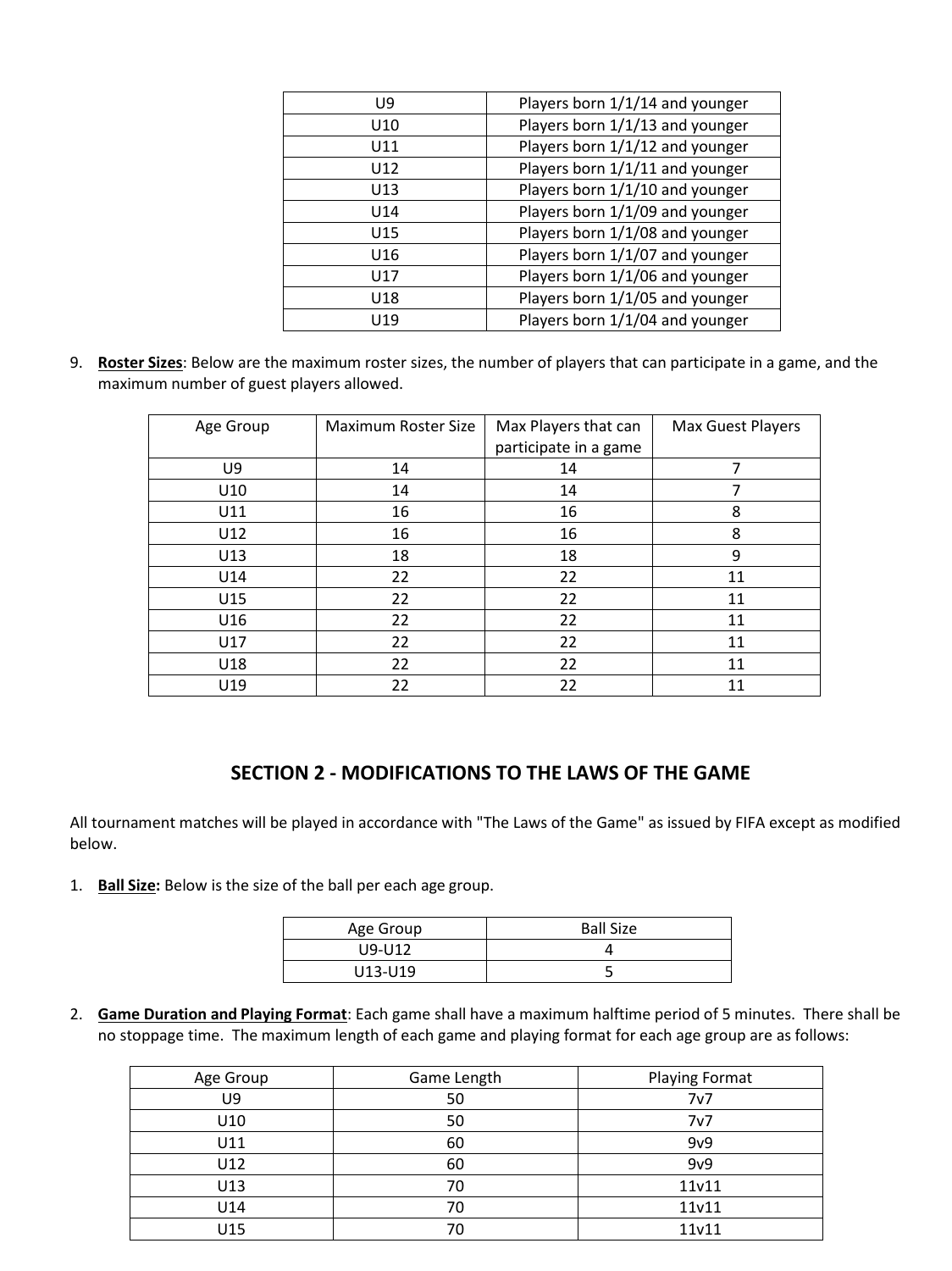| U9 | Players born 1/1/14 and younger |
|---|---|
| U10 | Players born 1/1/13 and younger |
| U11 | Players born 1/1/12 and younger |
| U12 | Players born 1/1/11 and younger |
| U13 | Players born 1/1/10 and younger |
| U14 | Players born 1/1/09 and younger |
| U15 | Players born 1/1/08 and younger |
| U16 | Players born 1/1/07 and younger |
| U17 | Players born 1/1/06 and younger |
| U18 | Players born 1/1/05 and younger |
| U19 | Players born 1/1/04 and younger |

9. **Roster Sizes**: Below are the maximum roster sizes, the number of players that can participate in a game, and the maximum number of guest players allowed.

| Age Group | Maximum Roster Size | Max Players that can participate in a game | Max Guest Players |
|---|---|---|---|
| U9 | 14 | 14 | 7 |
| U10 | 14 | 14 | 7 |
| U11 | 16 | 16 | 8 |
| U12 | 16 | 16 | 8 |
| U13 | 18 | 18 | 9 |
| U14 | 22 | 22 | 11 |
| U15 | 22 | 22 | 11 |
| U16 | 22 | 22 | 11 |
| U17 | 22 | 22 | 11 |
| U18 | 22 | 22 | 11 |
| U19 | 22 | 22 | 11 |

## SECTION 2 - MODIFICATIONS TO THE LAWS OF THE GAME

All tournament matches will be played in accordance with "The Laws of the Game" as issued by FIFA except as modified below.

1. **Ball Size:** Below is the size of the ball per each age group.

| Age Group | Ball Size |
|---|---|
| U9-U12 | 4 |
| U13-U19 | 5 |

2. **Game Duration and Playing Format**: Each game shall have a maximum halftime period of 5 minutes. There shall be no stoppage time. The maximum length of each game and playing format for each age group are as follows:

| Age Group | Game Length | Playing Format |
|---|---|---|
| U9 | 50 | 7v7 |
| U10 | 50 | 7v7 |
| U11 | 60 | 9v9 |
| U12 | 60 | 9v9 |
| U13 | 70 | 11v11 |
| U14 | 70 | 11v11 |
| U15 | 70 | 11v11 |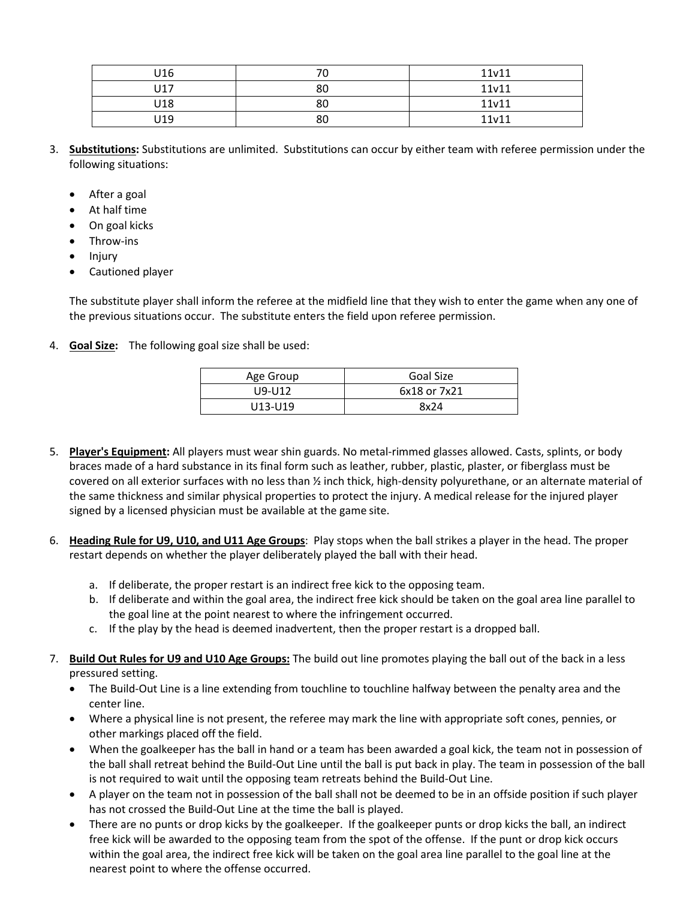| U16 | 70 | 11v11 |
|---|---|---|
| U17 | 80 | 11v11 |
| U18 | 80 | 11v11 |
| U19 | 80 | 11v11 |

3. **Substitutions:** Substitutions are unlimited. Substitutions can occur by either team with referee permission under the following situations:

   - After a goal
   - At half time
   - On goal kicks
   - Throw-ins
   - Injury
   - Cautioned player

   The substitute player shall inform the referee at the midfield line that they wish to enter the game when any one of the previous situations occur. The substitute enters the field upon referee permission.

4. **Goal Size:** The following goal size shall be used:

| Age Group | Goal Size |
|---|---|
| U9-U12 | 6x18 or 7x21 |
| U13-U19 | 8x24 |

5. **Player's Equipment:** All players must wear shin guards. No metal-rimmed glasses allowed. Casts, splints, or body braces made of a hard substance in its final form such as leather, rubber, plastic, plaster, or fiberglass must be covered on all exterior surfaces with no less than ½ inch thick, high-density polyurethane, or an alternate material of the same thickness and similar physical properties to protect the injury. A medical release for the injured player signed by a licensed physician must be available at the game site.

6. **Heading Rule for U9, U10, and U11 Age Groups**: Play stops when the ball strikes a player in the head. The proper restart depends on whether the player deliberately played the ball with their head.

   a. If deliberate, the proper restart is an indirect free kick to the opposing team.
   b. If deliberate and within the goal area, the indirect free kick should be taken on the goal area line parallel to the goal line at the point nearest to where the infringement occurred.
   c. If the play by the head is deemed inadvertent, then the proper restart is a dropped ball.

7. **Build Out Rules for U9 and U10 Age Groups:** The build out line promotes playing the ball out of the back in a less pressured setting.
   - The Build-Out Line is a line extending from touchline to touchline halfway between the penalty area and the center line.
   - Where a physical line is not present, the referee may mark the line with appropriate soft cones, pennies, or other markings placed off the field.
   - When the goalkeeper has the ball in hand or a team has been awarded a goal kick, the team not in possession of the ball shall retreat behind the Build-Out Line until the ball is put back in play. The team in possession of the ball is not required to wait until the opposing team retreats behind the Build-Out Line.
   - A player on the team not in possession of the ball shall not be deemed to be in an offside position if such player has not crossed the Build-Out Line at the time the ball is played.
   - There are no punts or drop kicks by the goalkeeper. If the goalkeeper punts or drop kicks the ball, an indirect free kick will be awarded to the opposing team from the spot of the offense. If the punt or drop kick occurs within the goal area, the indirect free kick will be taken on the goal area line parallel to the goal line at the nearest point to where the offense occurred.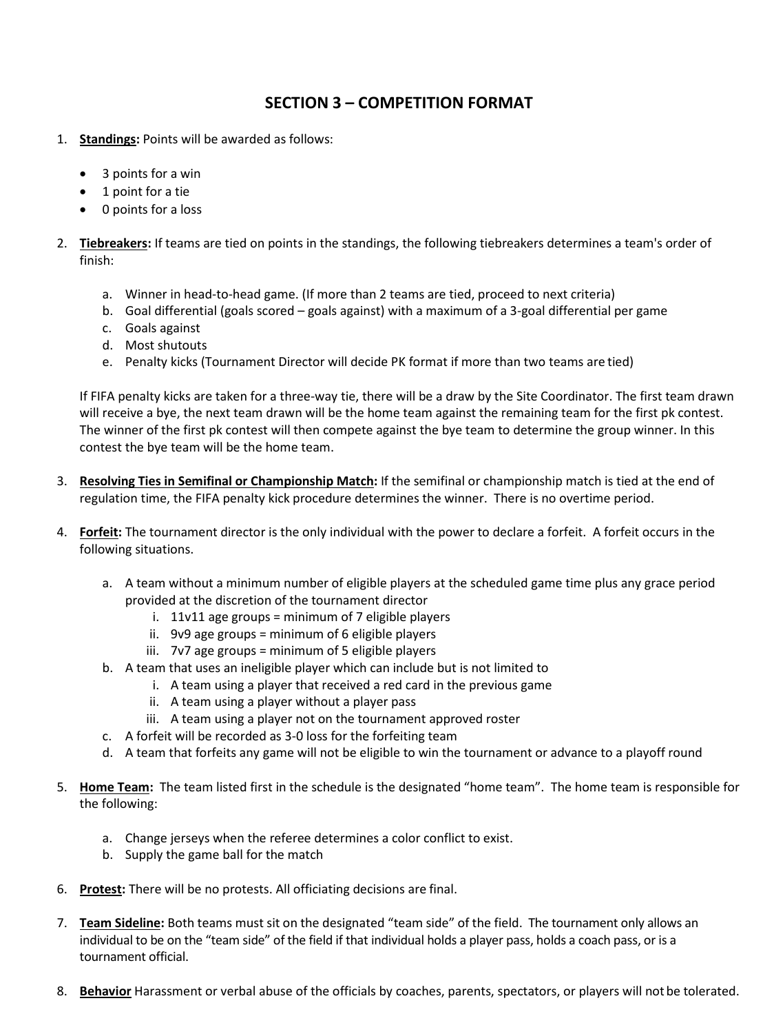# SECTION 3 – COMPETITION FORMAT

1. **Standings:** Points will be awarded as follows:

   - 3 points for a win
   - 1 point for a tie
   - 0 points for a loss

2. **Tiebreakers:** If teams are tied on points in the standings, the following tiebreakers determines a team's order of finish:

   a. Winner in head-to-head game. (If more than 2 teams are tied, proceed to next criteria)
   b. Goal differential (goals scored – goals against) with a maximum of a 3-goal differential per game
   c. Goals against
   d. Most shutouts
   e. Penalty kicks (Tournament Director will decide PK format if more than two teams are tied)

   If FIFA penalty kicks are taken for a three-way tie, there will be a draw by the Site Coordinator. The first team drawn will receive a bye, the next team drawn will be the home team against the remaining team for the first pk contest. The winner of the first pk contest will then compete against the bye team to determine the group winner. In this contest the bye team will be the home team.

3. **Resolving Ties in Semifinal or Championship Match:** If the semifinal or championship match is tied at the end of regulation time, the FIFA penalty kick procedure determines the winner. There is no overtime period.

4. **Forfeit:** The tournament director is the only individual with the power to declare a forfeit. A forfeit occurs in the following situations.

   a. A team without a minimum number of eligible players at the scheduled game time plus any grace period provided at the discretion of the tournament director
      i. 11v11 age groups = minimum of 7 eligible players
      ii. 9v9 age groups = minimum of 6 eligible players
      iii. 7v7 age groups = minimum of 5 eligible players
   b. A team that uses an ineligible player which can include but is not limited to
      i. A team using a player that received a red card in the previous game
      ii. A team using a player without a player pass
      iii. A team using a player not on the tournament approved roster
   c. A forfeit will be recorded as 3-0 loss for the forfeiting team
   d. A team that forfeits any game will not be eligible to win the tournament or advance to a playoff round

5. **Home Team:** The team listed first in the schedule is the designated "home team". The home team is responsible for the following:

   a. Change jerseys when the referee determines a color conflict to exist.
   b. Supply the game ball for the match

6. **Protest:** There will be no protests. All officiating decisions are final.

7. **Team Sideline:** Both teams must sit on the designated "team side" of the field. The tournament only allows an individual to be on the "team side" of the field if that individual holds a player pass, holds a coach pass, or is a tournament official.

8. **Behavior** Harassment or verbal abuse of the officials by coaches, parents, spectators, or players will not be tolerated.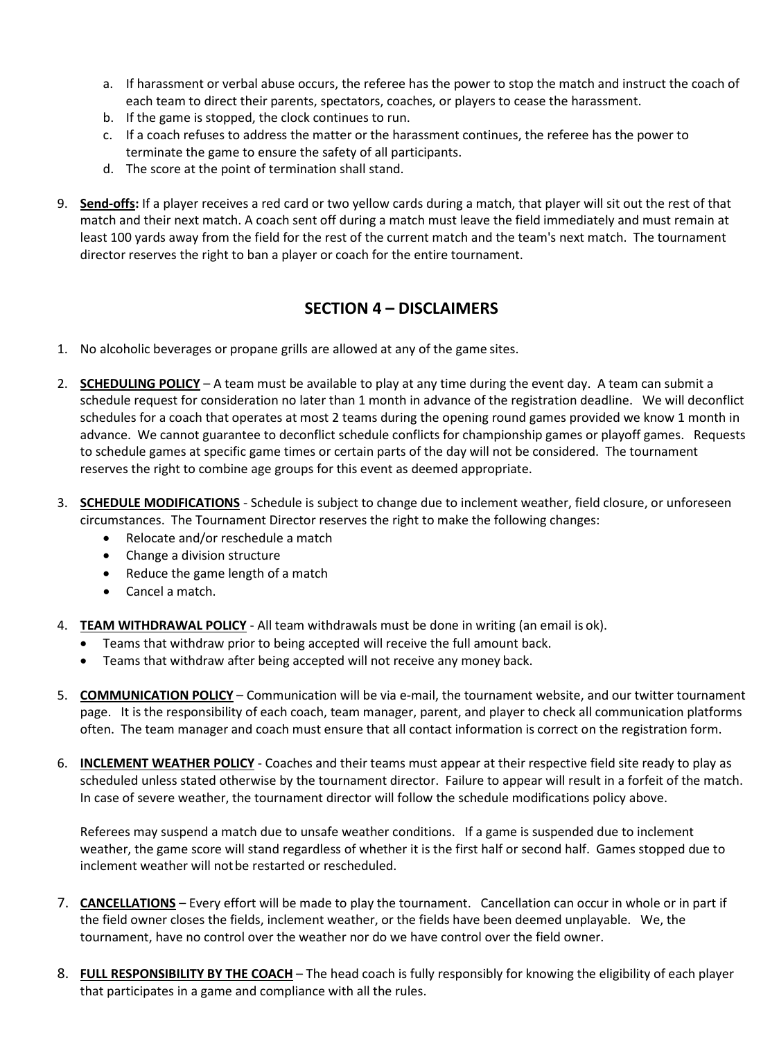a. If harassment or verbal abuse occurs, the referee has the power to stop the match and instruct the coach of each team to direct their parents, spectators, coaches, or players to cease the harassment.
b. If the game is stopped, the clock continues to run.
c. If a coach refuses to address the matter or the harassment continues, the referee has the power to terminate the game to ensure the safety of all participants.
d. The score at the point of termination shall stand.

9. **Send-offs:** If a player receives a red card or two yellow cards during a match, that player will sit out the rest of that match and their next match. A coach sent off during a match must leave the field immediately and must remain at least 100 yards away from the field for the rest of the current match and the team's next match. The tournament director reserves the right to ban a player or coach for the entire tournament.

## SECTION 4 – DISCLAIMERS

1. No alcoholic beverages or propane grills are allowed at any of the game sites.

2. **SCHEDULING POLICY** – A team must be available to play at any time during the event day. A team can submit a schedule request for consideration no later than 1 month in advance of the registration deadline. We will deconflict schedules for a coach that operates at most 2 teams during the opening round games provided we know 1 month in advance. We cannot guarantee to deconflict schedule conflicts for championship games or playoff games. Requests to schedule games at specific game times or certain parts of the day will not be considered. The tournament reserves the right to combine age groups for this event as deemed appropriate.

3. **SCHEDULE MODIFICATIONS** - Schedule is subject to change due to inclement weather, field closure, or unforeseen circumstances. The Tournament Director reserves the right to make the following changes:
   - Relocate and/or reschedule a match
   - Change a division structure
   - Reduce the game length of a match
   - Cancel a match.

4. **TEAM WITHDRAWAL POLICY** - All team withdrawals must be done in writing (an email is ok).
   - Teams that withdraw prior to being accepted will receive the full amount back.
   - Teams that withdraw after being accepted will not receive any money back.

5. **COMMUNICATION POLICY** – Communication will be via e-mail, the tournament website, and our twitter tournament page. It is the responsibility of each coach, team manager, parent, and player to check all communication platforms often. The team manager and coach must ensure that all contact information is correct on the registration form.

6. **INCLEMENT WEATHER POLICY** - Coaches and their teams must appear at their respective field site ready to play as scheduled unless stated otherwise by the tournament director. Failure to appear will result in a forfeit of the match. In case of severe weather, the tournament director will follow the schedule modifications policy above.

   Referees may suspend a match due to unsafe weather conditions. If a game is suspended due to inclement weather, the game score will stand regardless of whether it is the first half or second half. Games stopped due to inclement weather will not be restarted or rescheduled.

7. **CANCELLATIONS** – Every effort will be made to play the tournament. Cancellation can occur in whole or in part if the field owner closes the fields, inclement weather, or the fields have been deemed unplayable. We, the tournament, have no control over the weather nor do we have control over the field owner.

8. **FULL RESPONSIBILITY BY THE COACH** – The head coach is fully responsibly for knowing the eligibility of each player that participates in a game and compliance with all the rules.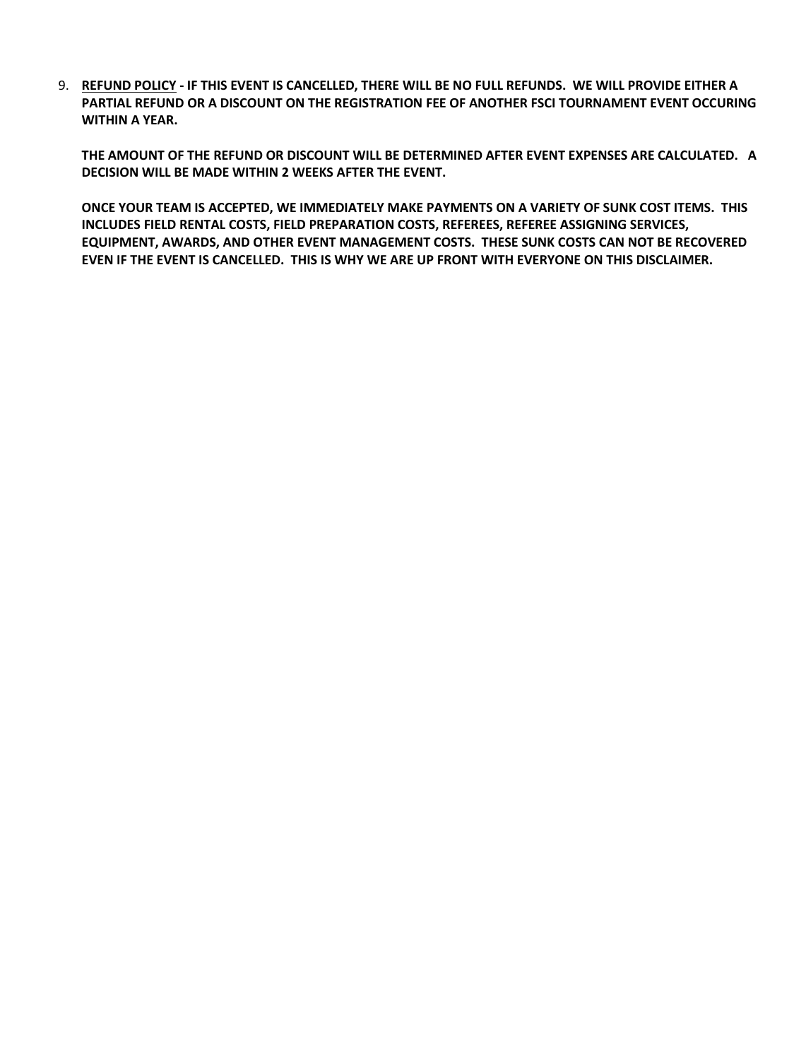9. <u>**REFUND POLICY**</u> **- IF THIS EVENT IS CANCELLED, THERE WILL BE NO FULL REFUNDS. WE WILL PROVIDE EITHER A PARTIAL REFUND OR A DISCOUNT ON THE REGISTRATION FEE OF ANOTHER FSCI TOURNAMENT EVENT OCCURING WITHIN A YEAR.**

   **THE AMOUNT OF THE REFUND OR DISCOUNT WILL BE DETERMINED AFTER EVENT EXPENSES ARE CALCULATED. A DECISION WILL BE MADE WITHIN 2 WEEKS AFTER THE EVENT.**

   **ONCE YOUR TEAM IS ACCEPTED, WE IMMEDIATELY MAKE PAYMENTS ON A VARIETY OF SUNK COST ITEMS. THIS INCLUDES FIELD RENTAL COSTS, FIELD PREPARATION COSTS, REFEREES, REFEREE ASSIGNING SERVICES, EQUIPMENT, AWARDS, AND OTHER EVENT MANAGEMENT COSTS. THESE SUNK COSTS CAN NOT BE RECOVERED EVEN IF THE EVENT IS CANCELLED. THIS IS WHY WE ARE UP FRONT WITH EVERYONE ON THIS DISCLAIMER.**